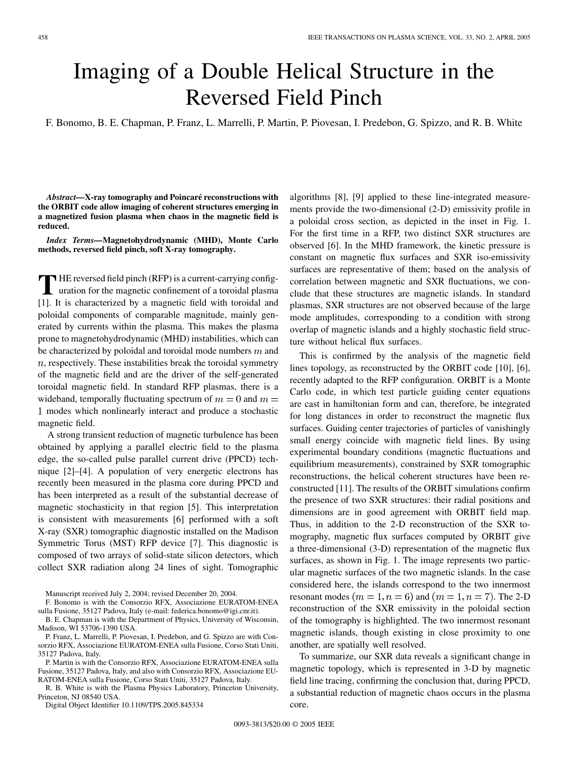# Imaging of a Double Helical Structure in the Reversed Field Pinch

F. Bonomo, B. E. Chapman, P. Franz, L. Marrelli, P. Martin, P. Piovesan, I. Predebon, G. Spizzo, and R. B. White

***Abstract*—X-ray tomography and Poincaré reconstructions with the ORBIT code allow imaging of coherent structures emerging in a magnetized fusion plasma when chaos in the magnetic field is reduced.**

***Index Terms*—Magnetohydrodynamic (MHD), Monte Carlo methods, reversed field pinch, soft X-ray tomography.**

THE reversed field pinch (RFP) is a current-carrying configuration for the magnetic confinement of a toroidal plasma [1]. It is characterized by a magnetic field with toroidal and poloidal components of comparable magnitude, mainly generated by currents within the plasma. This makes the plasma prone to magnetohydrodynamic (MHD) instabilities, which can be characterized by poloidal and toroidal mode numbers $m$ and $n$, respectively. These instabilities break the toroidal symmetry of the magnetic field and are the driver of the self-generated toroidal magnetic field. In standard RFP plasmas, there is a wideband, temporally fluctuating spectrum of $m = 0$ and $m = 1$ modes which nonlinearly interact and produce a stochastic magnetic field.

A strong transient reduction of magnetic turbulence has been obtained by applying a parallel electric field to the plasma edge, the so-called pulse parallel current drive (PPCD) technique [2]–[4]. A population of very energetic electrons has recently been measured in the plasma core during PPCD and has been interpreted as a result of the substantial decrease of magnetic stochasticity in that region [5]. This interpretation is consistent with measurements [6] performed with a soft X-ray (SXR) tomographic diagnostic installed on the Madison Symmetric Torus (MST) RFP device [7]. This diagnostic is composed of two arrays of solid-state silicon detectors, which collect SXR radiation along 24 lines of sight. Tomographic algorithms [8], [9] applied to these line-integrated measurements provide the two-dimensional (2-D) emissivity profile in a poloidal cross section, as depicted in the inset in Fig. 1. For the first time in a RFP, two distinct SXR structures are observed [6]. In the MHD framework, the kinetic pressure is constant on magnetic flux surfaces and SXR iso-emissivity surfaces are representative of them; based on the analysis of correlation between magnetic and SXR fluctuations, we conclude that these structures are magnetic islands. In standard plasmas, SXR structures are not observed because of the large mode amplitudes, corresponding to a condition with strong overlap of magnetic islands and a highly stochastic field structure without helical flux surfaces.

This is confirmed by the analysis of the magnetic field lines topology, as reconstructed by the ORBIT code [10], [6], recently adapted to the RFP configuration. ORBIT is a Monte Carlo code, in which test particle guiding center equations are cast in hamiltonian form and can, therefore, be integrated for long distances in order to reconstruct the magnetic flux surfaces. Guiding center trajectories of particles of vanishingly small energy coincide with magnetic field lines. By using experimental boundary conditions (magnetic fluctuations and equilibrium measurements), constrained by SXR tomographic reconstructions, the helical coherent structures have been reconstructed [11]. The results of the ORBIT simulations confirm the presence of two SXR structures: their radial positions and dimensions are in good agreement with ORBIT field map. Thus, in addition to the 2-D reconstruction of the SXR tomography, magnetic flux surfaces computed by ORBIT give a three-dimensional (3-D) representation of the magnetic flux surfaces, as shown in Fig. 1. The image represents two particular magnetic surfaces of the two magnetic islands. In the case considered here, the islands correspond to the two innermost resonant modes $(m = 1, n = 6)$ and $(m = 1, n = 7)$. The 2-D reconstruction of the SXR emissivity in the poloidal section of the tomography is highlighted. The two innermost resonant magnetic islands, though existing in close proximity to one another, are spatially well resolved.

To summarize, our SXR data reveals a significant change in magnetic topology, which is represented in 3-D by magnetic field line tracing, confirming the conclusion that, during PPCD, a substantial reduction of magnetic chaos occurs in the plasma core.

Manuscript received July 2, 2004; revised December 20, 2004.

F. Bonomo is with the Consorzio RFX, Associazione EURATOM-ENEA sulla Fusione, 35127 Padova, Italy (e-mail: federica.bonomo@igi.cnr.it).

B. E. Chapman is with the Department of Physics, University of Wisconsin, Madison, WI 53706-1390 USA.

P. Franz, L. Marrelli, P. Piovesan, I. Predebon, and G. Spizzo are with Consorzio RFX, Associazione EURATOM-ENEA sulla Fusione, Corso Stati Uniti, 35127 Padova, Italy.

P. Martin is with the Consorzio RFX, Associazione EURATOM-ENEA sulla Fusione, 35127 Padova, Italy, and also with Consorzio RFX, Associazione EURATOM-ENEA sulla Fusione, Corso Stati Uniti, 35127 Padova, Italy.

R. B. White is with the Plasma Physics Laboratory, Princeton University, Princeton, NJ 08540 USA.

Digital Object Identifier 10.1109/TPS.2005.845334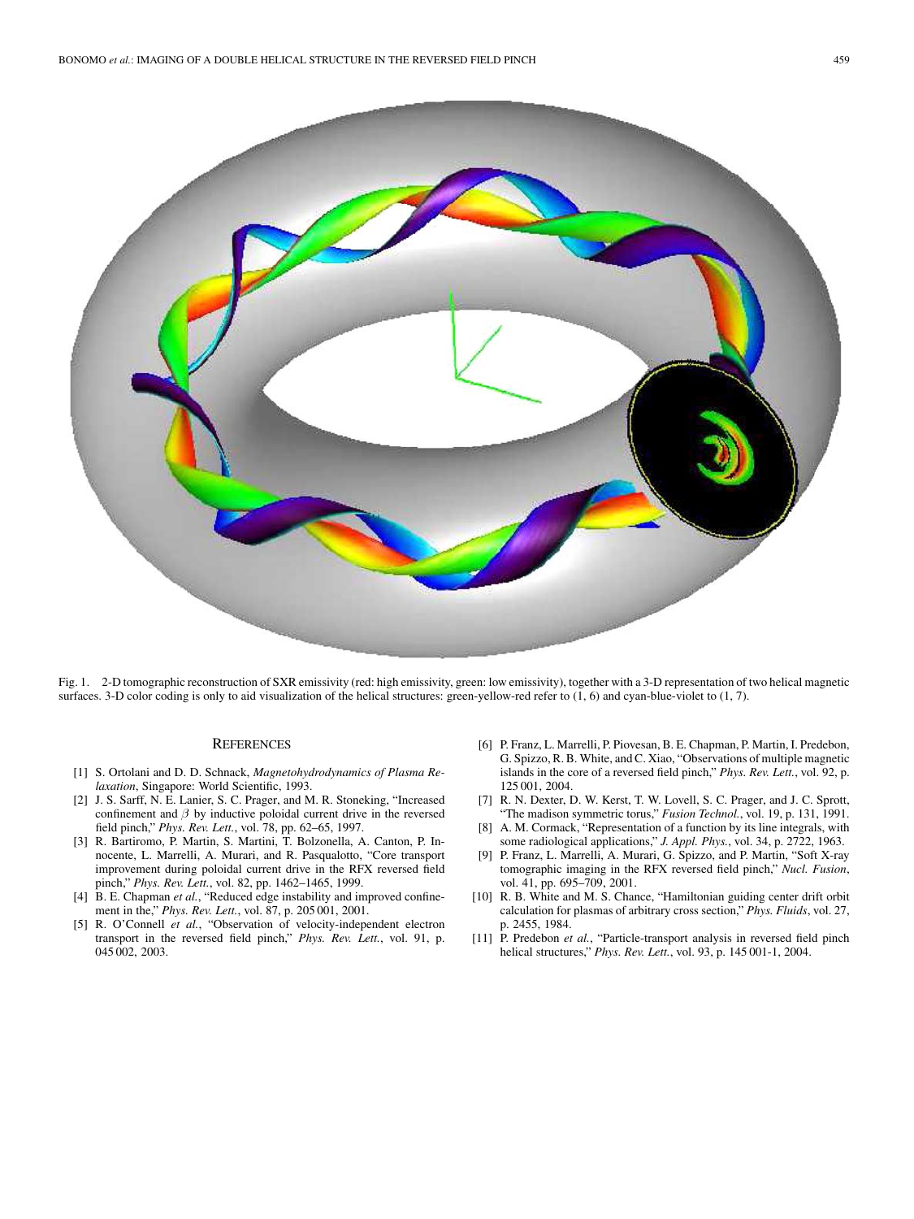Fig. 1. 2-D tomographic reconstruction of SXR emissivity (red: high emissivity, green: low emissivity), together with a 3-D representation of two helical magnetic surfaces. 3-D color coding is only to aid visualization of the helical structures: green-yellow-red refer to (1, 6) and cyan-blue-violet to (1, 7).

## References

[1] S. Ortolani and D. D. Schnack, *Magnetohydrodynamics of Plasma Relaxation*, Singapore: World Scientific, 1993.

[2] J. S. Sarff, N. E. Lanier, S. C. Prager, and M. R. Stoneking, "Increased confinement and $\beta$ by inductive poloidal current drive in the reversed field pinch," *Phys. Rev. Lett.*, vol. 78, pp. 62–65, 1997.

[3] R. Bartiromo, P. Martin, S. Martini, T. Bolzonella, A. Canton, P. Innocente, L. Marrelli, A. Murari, and R. Pasqualotto, "Core transport improvement during poloidal current drive in the RFX reversed field pinch," *Phys. Rev. Lett.*, vol. 82, pp. 1462–1465, 1999.

[4] B. E. Chapman *et al.*, "Reduced edge instability and improved confinement in the," *Phys. Rev. Lett.*, vol. 87, p. 205 001, 2001.

[5] R. O'Connell *et al.*, "Observation of velocity-independent electron transport in the reversed field pinch," *Phys. Rev. Lett.*, vol. 91, p. 045 002, 2003.

[6] P. Franz, L. Marrelli, P. Piovesan, B. E. Chapman, P. Martin, I. Predebon, G. Spizzo, R. B. White, and C. Xiao, "Observations of multiple magnetic islands in the core of a reversed field pinch," *Phys. Rev. Lett.*, vol. 92, p. 125 001, 2004.

[7] R. N. Dexter, D. W. Kerst, T. W. Lovell, S. C. Prager, and J. C. Sprott, "The madison symmetric torus," *Fusion Technol.*, vol. 19, p. 131, 1991.

[8] A. M. Cormack, "Representation of a function by its line integrals, with some radiological applications," *J. Appl. Phys.*, vol. 34, p. 2722, 1963.

[9] P. Franz, L. Marrelli, A. Murari, G. Spizzo, and P. Martin, "Soft X-ray tomographic imaging in the RFX reversed field pinch," *Nucl. Fusion*, vol. 41, pp. 695–709, 2001.

[10] R. B. White and M. S. Chance, "Hamiltonian guiding center drift orbit calculation for plasmas of arbitrary cross section," *Phys. Fluids*, vol. 27, p. 2455, 1984.

[11] P. Predebon *et al.*, "Particle-transport analysis in reversed field pinch helical structures," *Phys. Rev. Lett.*, vol. 93, p. 145 001-1, 2004.